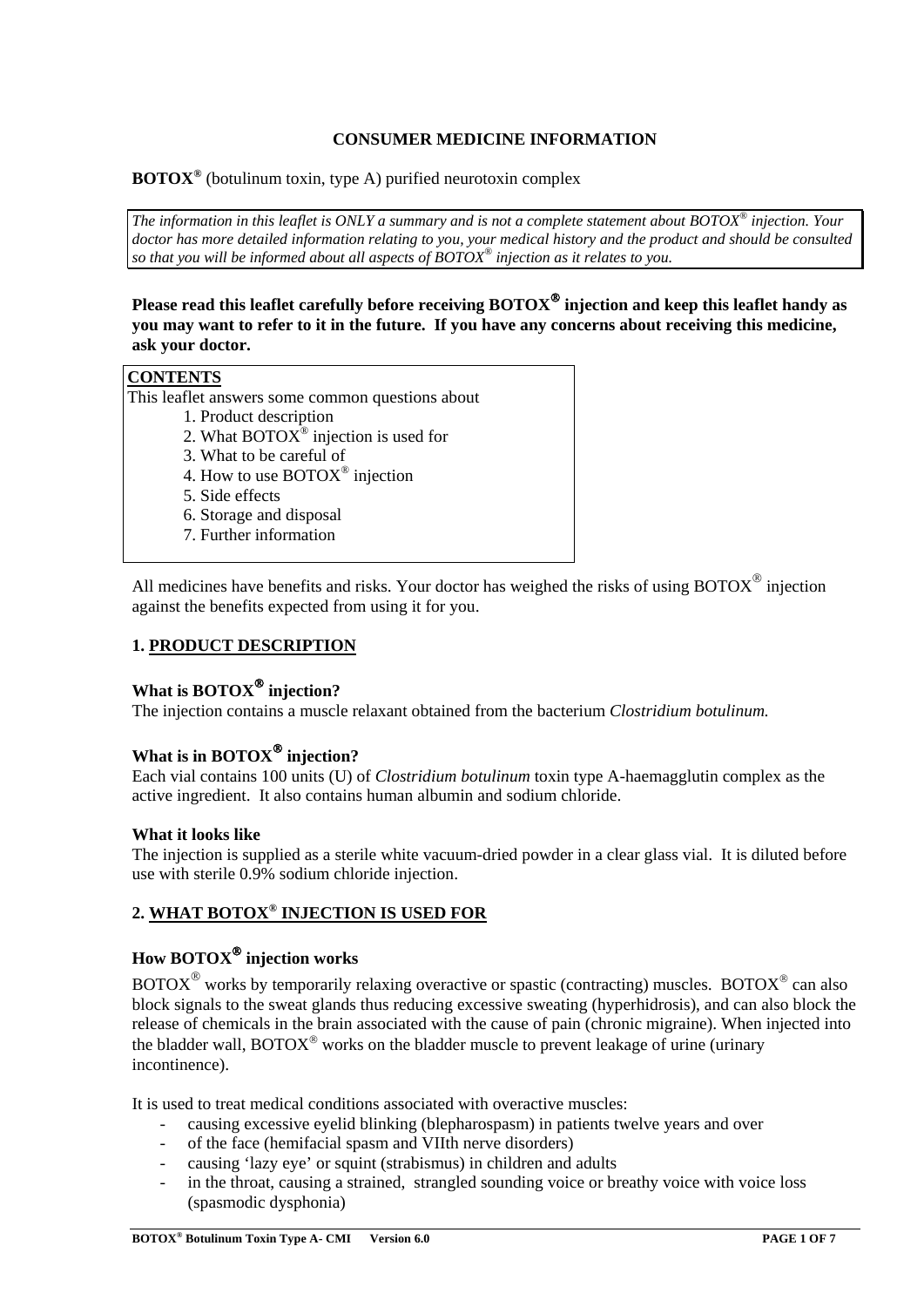# CONSUMER MEDICINE INFORMATION

**BOTOX®** (botulinum toxin, type A) purified neurotoxin complex

*The information in this leaflet is ONLY a summary and is not a complete statement about BOTOX® injection. Your doctor has more detailed information relating to you, your medical history and the product and should be consulted so that you will be informed about all aspects of BOTOX® injection as it relates to you.*

**Please read this leaflet carefully before receiving BOTOX® injection and keep this leaflet handy as you may want to refer to it in the future. If you have any concerns about receiving this medicine, ask your doctor.**

**CONTENTS**

This leaflet answers some common questions about

1. Product description
2. What BOTOX® injection is used for
3. What to be careful of
4. How to use BOTOX® injection
5. Side effects
6. Storage and disposal
7. Further information

All medicines have benefits and risks. Your doctor has weighed the risks of using BOTOX® injection against the benefits expected from using it for you.

## 1. PRODUCT DESCRIPTION

### What is BOTOX® injection?

The injection contains a muscle relaxant obtained from the bacterium *Clostridium botulinum.*

### What is in BOTOX® injection?

Each vial contains 100 units (U) of *Clostridium botulinum* toxin type A-haemagglutin complex as the active ingredient. It also contains human albumin and sodium chloride.

### What it looks like

The injection is supplied as a sterile white vacuum-dried powder in a clear glass vial. It is diluted before use with sterile 0.9% sodium chloride injection.

## 2. WHAT BOTOX® INJECTION IS USED FOR

### How BOTOX® injection works

BOTOX® works by temporarily relaxing overactive or spastic (contracting) muscles. BOTOX® can also block signals to the sweat glands thus reducing excessive sweating (hyperhidrosis), and can also block the release of chemicals in the brain associated with the cause of pain (chronic migraine). When injected into the bladder wall, BOTOX® works on the bladder muscle to prevent leakage of urine (urinary incontinence).

It is used to treat medical conditions associated with overactive muscles:

- causing excessive eyelid blinking (blepharospasm) in patients twelve years and over
- of the face (hemifacial spasm and VIIth nerve disorders)
- causing 'lazy eye' or squint (strabismus) in children and adults
- in the throat, causing a strained, strangled sounding voice or breathy voice with voice loss (spasmodic dysphonia)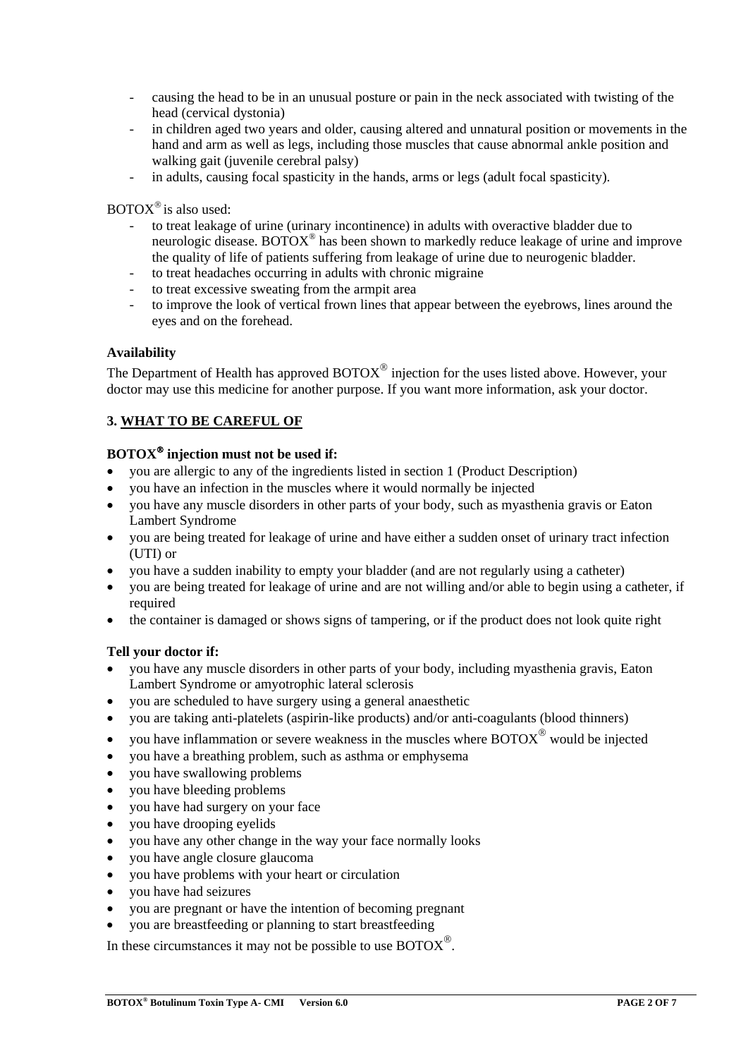- causing the head to be in an unusual posture or pain in the neck associated with twisting of the head (cervical dystonia)
- in children aged two years and older, causing altered and unnatural position or movements in the hand and arm as well as legs, including those muscles that cause abnormal ankle position and walking gait (juvenile cerebral palsy)
- in adults, causing focal spasticity in the hands, arms or legs (adult focal spasticity).

BOTOX® is also used:

- to treat leakage of urine (urinary incontinence) in adults with overactive bladder due to neurologic disease. BOTOX® has been shown to markedly reduce leakage of urine and improve the quality of life of patients suffering from leakage of urine due to neurogenic bladder.
- to treat headaches occurring in adults with chronic migraine
- to treat excessive sweating from the armpit area
- to improve the look of vertical frown lines that appear between the eyebrows, lines around the eyes and on the forehead.

### Availability

The Department of Health has approved BOTOX® injection for the uses listed above. However, your doctor may use this medicine for another purpose. If you want more information, ask your doctor.

## 3. WHAT TO BE CAREFUL OF

### BOTOX® injection must not be used if:

- you are allergic to any of the ingredients listed in section 1 (Product Description)
- you have an infection in the muscles where it would normally be injected
- you have any muscle disorders in other parts of your body, such as myasthenia gravis or Eaton Lambert Syndrome
- you are being treated for leakage of urine and have either a sudden onset of urinary tract infection (UTI) or
- you have a sudden inability to empty your bladder (and are not regularly using a catheter)
- you are being treated for leakage of urine and are not willing and/or able to begin using a catheter, if required
- the container is damaged or shows signs of tampering, or if the product does not look quite right

### Tell your doctor if:

- you have any muscle disorders in other parts of your body, including myasthenia gravis, Eaton Lambert Syndrome or amyotrophic lateral sclerosis
- you are scheduled to have surgery using a general anaesthetic
- you are taking anti-platelets (aspirin-like products) and/or anti-coagulants (blood thinners)
- you have inflammation or severe weakness in the muscles where BOTOX® would be injected
- you have a breathing problem, such as asthma or emphysema
- you have swallowing problems
- you have bleeding problems
- you have had surgery on your face
- you have drooping eyelids
- you have any other change in the way your face normally looks
- you have angle closure glaucoma
- you have problems with your heart or circulation
- you have had seizures
- you are pregnant or have the intention of becoming pregnant
- you are breastfeeding or planning to start breastfeeding

In these circumstances it may not be possible to use BOTOX®.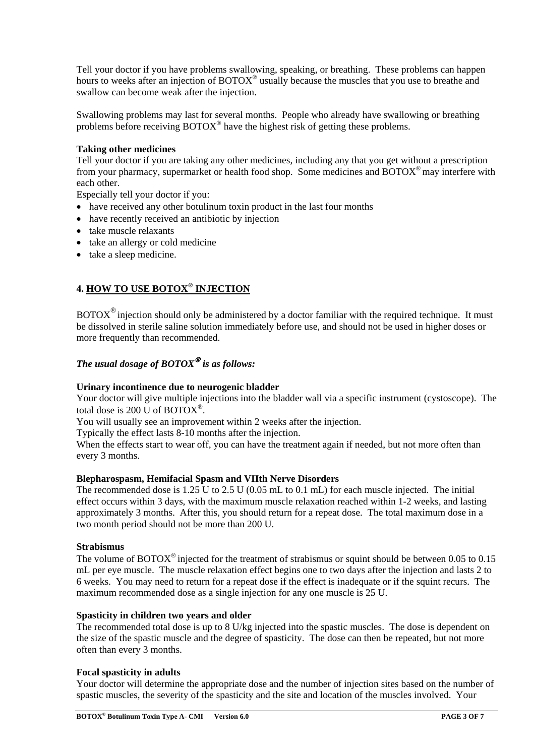Tell your doctor if you have problems swallowing, speaking, or breathing. These problems can happen hours to weeks after an injection of BOTOX® usually because the muscles that you use to breathe and swallow can become weak after the injection.

Swallowing problems may last for several months. People who already have swallowing or breathing problems before receiving BOTOX® have the highest risk of getting these problems.

**Taking other medicines**

Tell your doctor if you are taking any other medicines, including any that you get without a prescription from your pharmacy, supermarket or health food shop. Some medicines and BOTOX® may interfere with each other.

Especially tell your doctor if you:

- have received any other botulinum toxin product in the last four months
- have recently received an antibiotic by injection
- take muscle relaxants
- take an allergy or cold medicine
- take a sleep medicine.

## 4. HOW TO USE BOTOX® INJECTION

BOTOX® injection should only be administered by a doctor familiar with the required technique. It must be dissolved in sterile saline solution immediately before use, and should not be used in higher doses or more frequently than recommended.

### *The usual dosage of BOTOX® is as follows:*

**Urinary incontinence due to neurogenic bladder**

Your doctor will give multiple injections into the bladder wall via a specific instrument (cystoscope). The total dose is 200 U of BOTOX®.

You will usually see an improvement within 2 weeks after the injection.

Typically the effect lasts 8-10 months after the injection.

When the effects start to wear off, you can have the treatment again if needed, but not more often than every 3 months.

**Blepharospasm, Hemifacial Spasm and VIIth Nerve Disorders**

The recommended dose is 1.25 U to 2.5 U (0.05 mL to 0.1 mL) for each muscle injected. The initial effect occurs within 3 days, with the maximum muscle relaxation reached within 1-2 weeks, and lasting approximately 3 months. After this, you should return for a repeat dose. The total maximum dose in a two month period should not be more than 200 U.

**Strabismus**

The volume of BOTOX® injected for the treatment of strabismus or squint should be between 0.05 to 0.15 mL per eye muscle. The muscle relaxation effect begins one to two days after the injection and lasts 2 to 6 weeks. You may need to return for a repeat dose if the effect is inadequate or if the squint recurs. The maximum recommended dose as a single injection for any one muscle is 25 U.

**Spasticity in children two years and older**

The recommended total dose is up to 8 U/kg injected into the spastic muscles. The dose is dependent on the size of the spastic muscle and the degree of spasticity. The dose can then be repeated, but not more often than every 3 months.

**Focal spasticity in adults**

Your doctor will determine the appropriate dose and the number of injection sites based on the number of spastic muscles, the severity of the spasticity and the site and location of the muscles involved. Your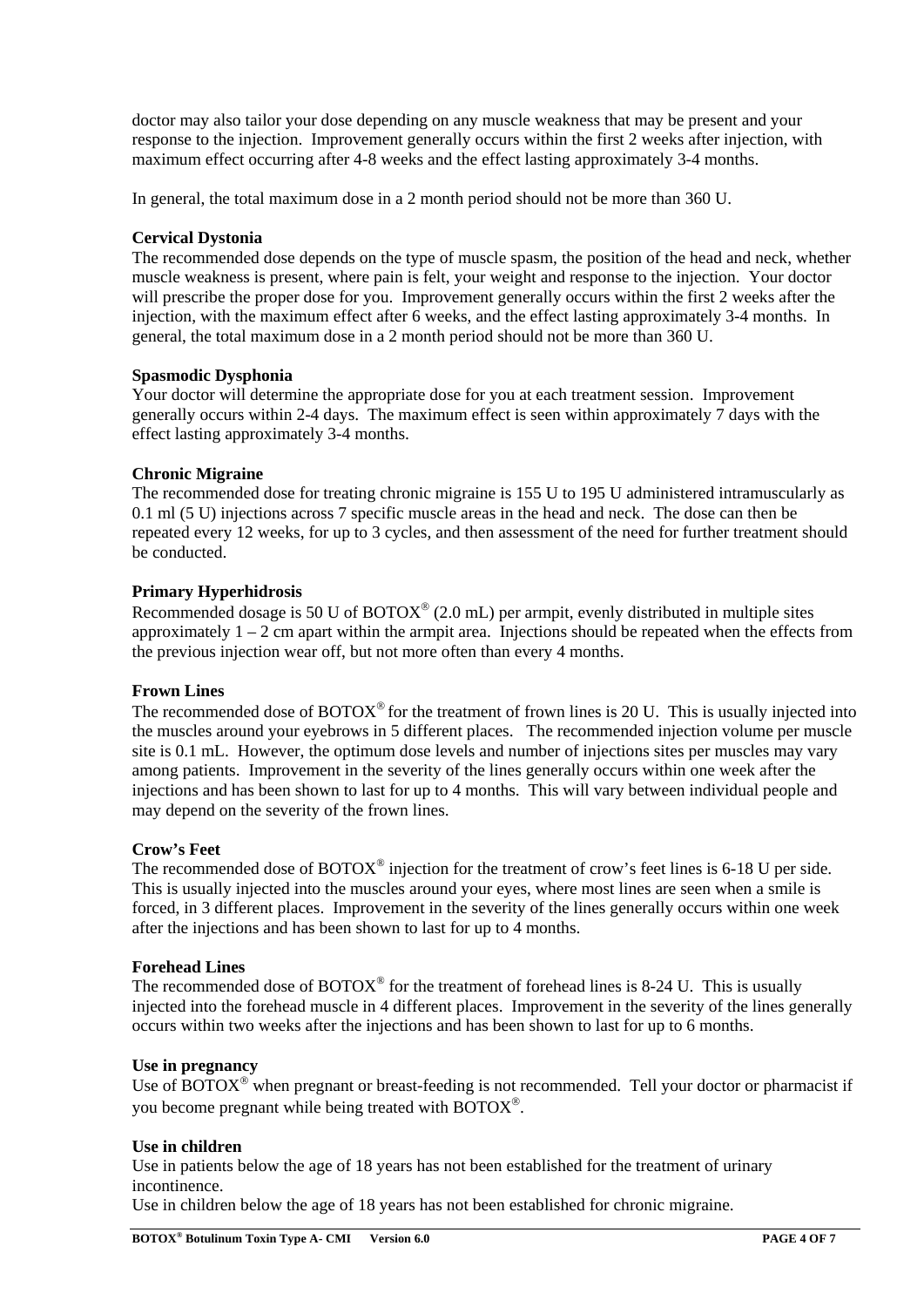doctor may also tailor your dose depending on any muscle weakness that may be present and your response to the injection. Improvement generally occurs within the first 2 weeks after injection, with maximum effect occurring after 4-8 weeks and the effect lasting approximately 3-4 months.

In general, the total maximum dose in a 2 month period should not be more than 360 U.

**Cervical Dystonia**

The recommended dose depends on the type of muscle spasm, the position of the head and neck, whether muscle weakness is present, where pain is felt, your weight and response to the injection. Your doctor will prescribe the proper dose for you. Improvement generally occurs within the first 2 weeks after the injection, with the maximum effect after 6 weeks, and the effect lasting approximately 3-4 months. In general, the total maximum dose in a 2 month period should not be more than 360 U.

**Spasmodic Dysphonia**

Your doctor will determine the appropriate dose for you at each treatment session. Improvement generally occurs within 2-4 days. The maximum effect is seen within approximately 7 days with the effect lasting approximately 3-4 months.

**Chronic Migraine**

The recommended dose for treating chronic migraine is 155 U to 195 U administered intramuscularly as 0.1 ml (5 U) injections across 7 specific muscle areas in the head and neck. The dose can then be repeated every 12 weeks, for up to 3 cycles, and then assessment of the need for further treatment should be conducted.

**Primary Hyperhidrosis**

Recommended dosage is 50 U of BOTOX® (2.0 mL) per armpit, evenly distributed in multiple sites approximately 1 – 2 cm apart within the armpit area. Injections should be repeated when the effects from the previous injection wear off, but not more often than every 4 months.

**Frown Lines**

The recommended dose of BOTOX® for the treatment of frown lines is 20 U. This is usually injected into the muscles around your eyebrows in 5 different places. The recommended injection volume per muscle site is 0.1 mL. However, the optimum dose levels and number of injections sites per muscles may vary among patients. Improvement in the severity of the lines generally occurs within one week after the injections and has been shown to last for up to 4 months. This will vary between individual people and may depend on the severity of the frown lines.

**Crow's Feet**

The recommended dose of BOTOX® injection for the treatment of crow's feet lines is 6-18 U per side. This is usually injected into the muscles around your eyes, where most lines are seen when a smile is forced, in 3 different places. Improvement in the severity of the lines generally occurs within one week after the injections and has been shown to last for up to 4 months.

**Forehead Lines**

The recommended dose of BOTOX® for the treatment of forehead lines is 8-24 U. This is usually injected into the forehead muscle in 4 different places. Improvement in the severity of the lines generally occurs within two weeks after the injections and has been shown to last for up to 6 months.

**Use in pregnancy**

Use of BOTOX® when pregnant or breast-feeding is not recommended. Tell your doctor or pharmacist if you become pregnant while being treated with BOTOX®.

**Use in children**

Use in patients below the age of 18 years has not been established for the treatment of urinary incontinence.

Use in children below the age of 18 years has not been established for chronic migraine.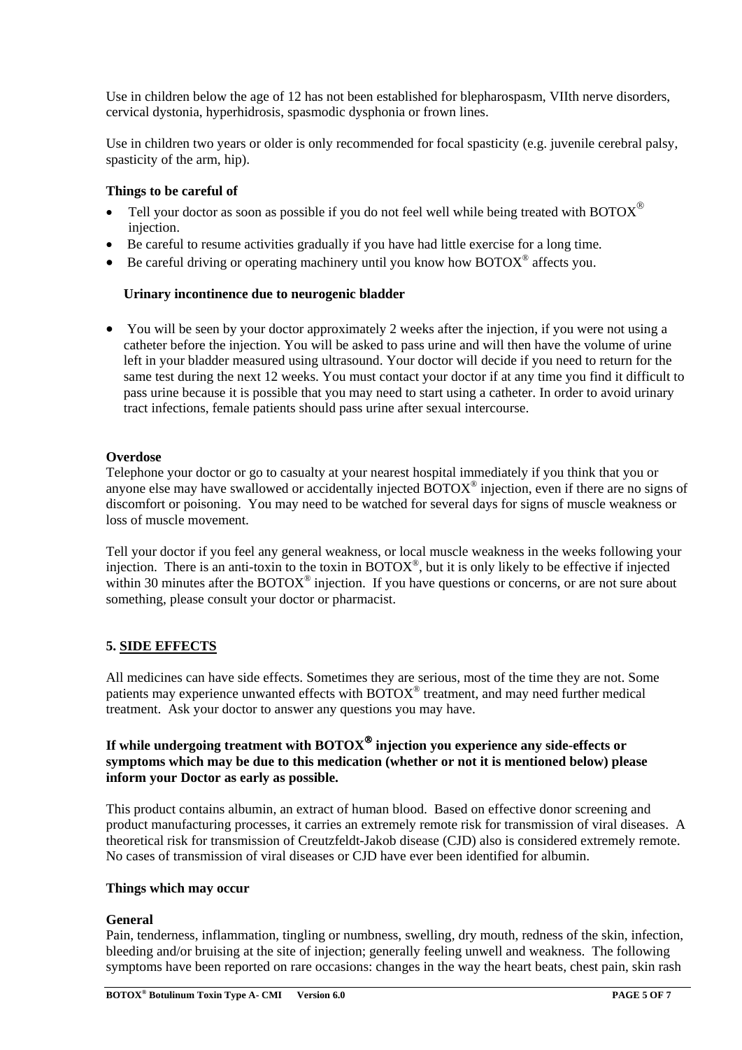Use in children below the age of 12 has not been established for blepharospasm, VIIth nerve disorders, cervical dystonia, hyperhidrosis, spasmodic dysphonia or frown lines.

Use in children two years or older is only recommended for focal spasticity (e.g. juvenile cerebral palsy, spasticity of the arm, hip).

**Things to be careful of**

- Tell your doctor as soon as possible if you do not feel well while being treated with BOTOX® injection.
- Be careful to resume activities gradually if you have had little exercise for a long time.
- Be careful driving or operating machinery until you know how BOTOX® affects you.

**Urinary incontinence due to neurogenic bladder**

- You will be seen by your doctor approximately 2 weeks after the injection, if you were not using a catheter before the injection. You will be asked to pass urine and will then have the volume of urine left in your bladder measured using ultrasound. Your doctor will decide if you need to return for the same test during the next 12 weeks. You must contact your doctor if at any time you find it difficult to pass urine because it is possible that you may need to start using a catheter. In order to avoid urinary tract infections, female patients should pass urine after sexual intercourse.

**Overdose**

Telephone your doctor or go to casualty at your nearest hospital immediately if you think that you or anyone else may have swallowed or accidentally injected BOTOX® injection, even if there are no signs of discomfort or poisoning. You may need to be watched for several days for signs of muscle weakness or loss of muscle movement.

Tell your doctor if you feel any general weakness, or local muscle weakness in the weeks following your injection. There is an anti-toxin to the toxin in BOTOX®, but it is only likely to be effective if injected within 30 minutes after the BOTOX® injection. If you have questions or concerns, or are not sure about something, please consult your doctor or pharmacist.

## 5. SIDE EFFECTS

All medicines can have side effects. Sometimes they are serious, most of the time they are not. Some patients may experience unwanted effects with BOTOX® treatment, and may need further medical treatment. Ask your doctor to answer any questions you may have.

**If while undergoing treatment with BOTOX® injection you experience any side-effects or symptoms which may be due to this medication (whether or not it is mentioned below) please inform your Doctor as early as possible.**

This product contains albumin, an extract of human blood. Based on effective donor screening and product manufacturing processes, it carries an extremely remote risk for transmission of viral diseases. A theoretical risk for transmission of Creutzfeldt-Jakob disease (CJD) also is considered extremely remote. No cases of transmission of viral diseases or CJD have ever been identified for albumin.

**Things which may occur**

**General**

Pain, tenderness, inflammation, tingling or numbness, swelling, dry mouth, redness of the skin, infection, bleeding and/or bruising at the site of injection; generally feeling unwell and weakness. The following symptoms have been reported on rare occasions: changes in the way the heart beats, chest pain, skin rash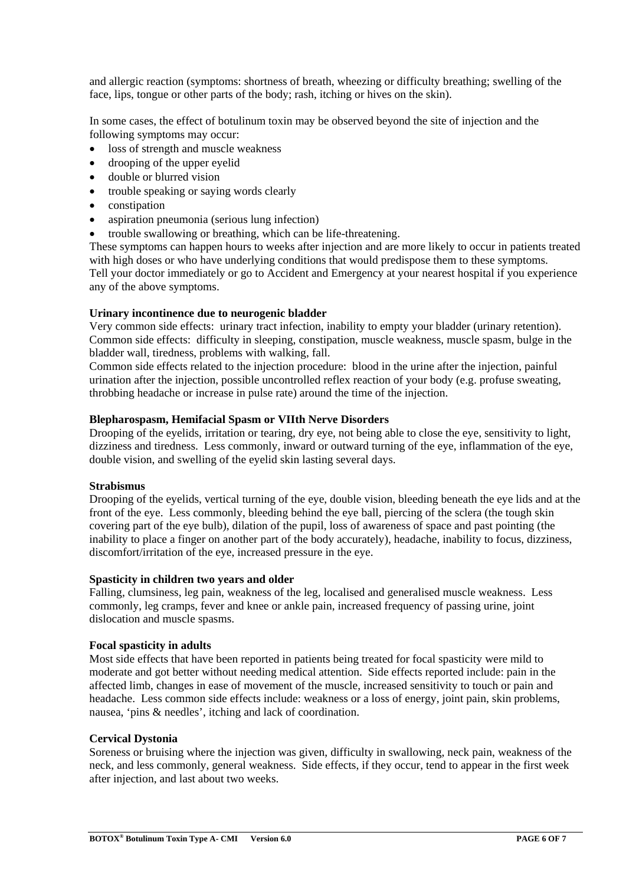and allergic reaction (symptoms: shortness of breath, wheezing or difficulty breathing; swelling of the face, lips, tongue or other parts of the body; rash, itching or hives on the skin).

In some cases, the effect of botulinum toxin may be observed beyond the site of injection and the following symptoms may occur:

- loss of strength and muscle weakness
- drooping of the upper eyelid
- double or blurred vision
- trouble speaking or saying words clearly
- constipation
- aspiration pneumonia (serious lung infection)
- trouble swallowing or breathing, which can be life-threatening.

These symptoms can happen hours to weeks after injection and are more likely to occur in patients treated with high doses or who have underlying conditions that would predispose them to these symptoms.
Tell your doctor immediately or go to Accident and Emergency at your nearest hospital if you experience any of the above symptoms.

**Urinary incontinence due to neurogenic bladder**

Very common side effects: urinary tract infection, inability to empty your bladder (urinary retention).
Common side effects: difficulty in sleeping, constipation, muscle weakness, muscle spasm, bulge in the bladder wall, tiredness, problems with walking, fall.
Common side effects related to the injection procedure: blood in the urine after the injection, painful urination after the injection, possible uncontrolled reflex reaction of your body (e.g. profuse sweating, throbbing headache or increase in pulse rate) around the time of the injection.

**Blepharospasm, Hemifacial Spasm or VIIth Nerve Disorders**

Drooping of the eyelids, irritation or tearing, dry eye, not being able to close the eye, sensitivity to light, dizziness and tiredness. Less commonly, inward or outward turning of the eye, inflammation of the eye, double vision, and swelling of the eyelid skin lasting several days.

**Strabismus**

Drooping of the eyelids, vertical turning of the eye, double vision, bleeding beneath the eye lids and at the front of the eye. Less commonly, bleeding behind the eye ball, piercing of the sclera (the tough skin covering part of the eye bulb), dilation of the pupil, loss of awareness of space and past pointing (the inability to place a finger on another part of the body accurately), headache, inability to focus, dizziness, discomfort/irritation of the eye, increased pressure in the eye.

**Spasticity in children two years and older**

Falling, clumsiness, leg pain, weakness of the leg, localised and generalised muscle weakness. Less commonly, leg cramps, fever and knee or ankle pain, increased frequency of passing urine, joint dislocation and muscle spasms.

**Focal spasticity in adults**

Most side effects that have been reported in patients being treated for focal spasticity were mild to moderate and got better without needing medical attention. Side effects reported include: pain in the affected limb, changes in ease of movement of the muscle, increased sensitivity to touch or pain and headache. Less common side effects include: weakness or a loss of energy, joint pain, skin problems, nausea, 'pins & needles', itching and lack of coordination.

**Cervical Dystonia**

Soreness or bruising where the injection was given, difficulty in swallowing, neck pain, weakness of the neck, and less commonly, general weakness. Side effects, if they occur, tend to appear in the first week after injection, and last about two weeks.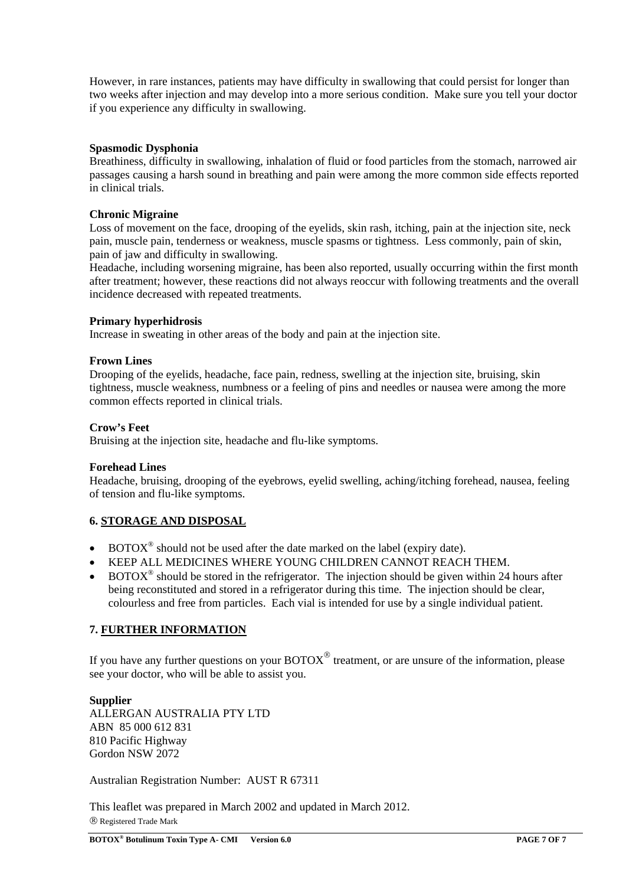However, in rare instances, patients may have difficulty in swallowing that could persist for longer than two weeks after injection and may develop into a more serious condition. Make sure you tell your doctor if you experience any difficulty in swallowing.

**Spasmodic Dysphonia**
Breathiness, difficulty in swallowing, inhalation of fluid or food particles from the stomach, narrowed air passages causing a harsh sound in breathing and pain were among the more common side effects reported in clinical trials.

**Chronic Migraine**
Loss of movement on the face, drooping of the eyelids, skin rash, itching, pain at the injection site, neck pain, muscle pain, tenderness or weakness, muscle spasms or tightness. Less commonly, pain of skin, pain of jaw and difficulty in swallowing.
Headache, including worsening migraine, has been also reported, usually occurring within the first month after treatment; however, these reactions did not always reoccur with following treatments and the overall incidence decreased with repeated treatments.

**Primary hyperhidrosis**
Increase in sweating in other areas of the body and pain at the injection site.

**Frown Lines**
Drooping of the eyelids, headache, face pain, redness, swelling at the injection site, bruising, skin tightness, muscle weakness, numbness or a feeling of pins and needles or nausea were among the more common effects reported in clinical trials.

**Crow's Feet**
Bruising at the injection site, headache and flu-like symptoms.

**Forehead Lines**
Headache, bruising, drooping of the eyebrows, eyelid swelling, aching/itching forehead, nausea, feeling of tension and flu-like symptoms.

## 6. STORAGE AND DISPOSAL

- BOTOX® should not be used after the date marked on the label (expiry date).
- KEEP ALL MEDICINES WHERE YOUNG CHILDREN CANNOT REACH THEM.
- BOTOX® should be stored in the refrigerator. The injection should be given within 24 hours after being reconstituted and stored in a refrigerator during this time. The injection should be clear, colourless and free from particles. Each vial is intended for use by a single individual patient.

## 7. FURTHER INFORMATION

If you have any further questions on your BOTOX® treatment, or are unsure of the information, please see your doctor, who will be able to assist you.

**Supplier**
ALLERGAN AUSTRALIA PTY LTD
ABN 85 000 612 831
810 Pacific Highway
Gordon NSW 2072

Australian Registration Number: AUST R 67311

This leaflet was prepared in March 2002 and updated in March 2012.
® Registered Trade Mark